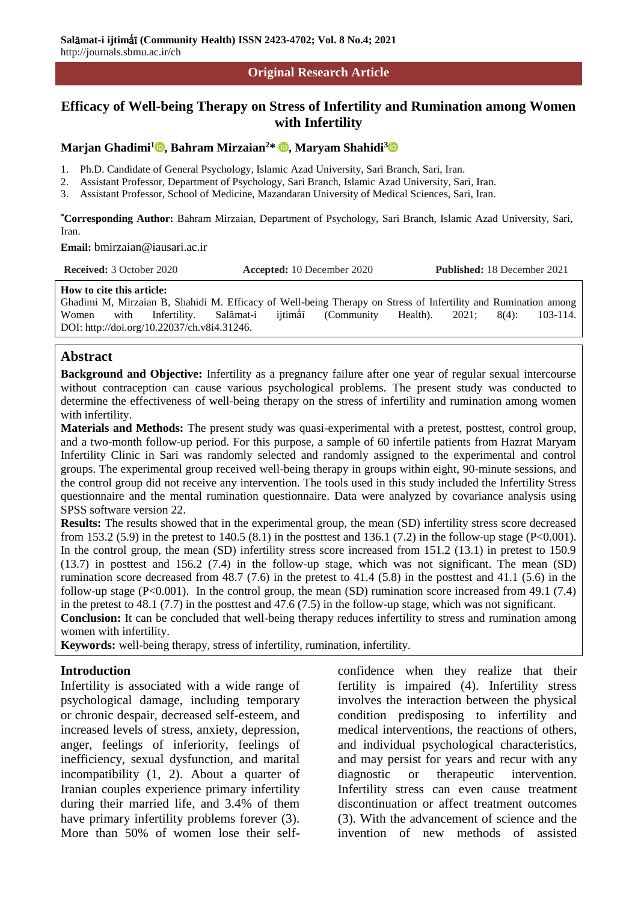Salāmat-i ijtimā'ī (Community Health) ISSN 2423-4702; Vol. 8 No.4; 2021
http://journals.sbmu.ac.ir/ch

**Original Research Article**

# Efficacy of Well-being Therapy on Stress of Infertility and Rumination among Women with Infertility

**Marjan Ghadimi[1], Bahram Mirzaian[2]*, Maryam Shahidi[3]**

1. Ph.D. Candidate of General Psychology, Islamic Azad University, Sari Branch, Sari, Iran.
2. Assistant Professor, Department of Psychology, Sari Branch, Islamic Azad University, Sari, Iran.
3. Assistant Professor, School of Medicine, Mazandaran University of Medical Sciences, Sari, Iran.

**\*Corresponding Author:** Bahram Mirzaian, Department of Psychology, Sari Branch, Islamic Azad University, Sari, Iran.

**Email:** bmirzaian@iausari.ac.ir

**Received:** 3 October 2020 **Accepted:** 10 December 2020 **Published:** 18 December 2021

**How to cite this article:**
Ghadimi M, Mirzaian B, Shahidi M. Efficacy of Well-being Therapy on Stress of Infertility and Rumination among Women with Infertility. Salāmat-i ijtimā'ī (Community Health). 2021; 8(4): 103-114. DOI: http://doi.org/10.22037/ch.v8i4.31246.

## Abstract

**Background and Objective:** Infertility as a pregnancy failure after one year of regular sexual intercourse without contraception can cause various psychological problems. The present study was conducted to determine the effectiveness of well-being therapy on the stress of infertility and rumination among women with infertility.

**Materials and Methods:** The present study was quasi-experimental with a pretest, posttest, control group, and a two-month follow-up period. For this purpose, a sample of 60 infertile patients from Hazrat Maryam Infertility Clinic in Sari was randomly selected and randomly assigned to the experimental and control groups. The experimental group received well-being therapy in groups within eight, 90-minute sessions, and the control group did not receive any intervention. The tools used in this study included the Infertility Stress questionnaire and the mental rumination questionnaire. Data were analyzed by covariance analysis using SPSS software version 22.

**Results:** The results showed that in the experimental group, the mean (SD) infertility stress score decreased from 153.2 (5.9) in the pretest to 140.5 (8.1) in the posttest and 136.1 (7.2) in the follow-up stage ($P<0.001$). In the control group, the mean (SD) infertility stress score increased from 151.2 (13.1) in pretest to 150.9 (13.7) in posttest and 156.2 (7.4) in the follow-up stage, which was not significant. The mean (SD) rumination score decreased from 48.7 (7.6) in the pretest to 41.4 (5.8) in the posttest and 41.1 (5.6) in the follow-up stage ($P<0.001$). In the control group, the mean (SD) rumination score increased from 49.1 (7.4) in the pretest to 48.1 (7.7) in the posttest and 47.6 (7.5) in the follow-up stage, which was not significant.

**Conclusion:** It can be concluded that well-being therapy reduces infertility to stress and rumination among women with infertility.

**Keywords:** well-being therapy, stress of infertility, rumination, infertility.

## Introduction

Infertility is associated with a wide range of psychological damage, including temporary or chronic despair, decreased self-esteem, and increased levels of stress, anxiety, depression, anger, feelings of inferiority, feelings of inefficiency, sexual dysfunction, and marital incompatibility (1, 2). About a quarter of Iranian couples experience primary infertility during their married life, and 3.4% of them have primary infertility problems forever (3). More than 50% of women lose their self-confidence when they realize that their fertility is impaired (4). Infertility stress involves the interaction between the physical condition predisposing to infertility and medical interventions, the reactions of others, and individual psychological characteristics, and may persist for years and recur with any diagnostic or therapeutic intervention. Infertility stress can even cause treatment discontinuation or affect treatment outcomes (3). With the advancement of science and the invention of new methods of assisted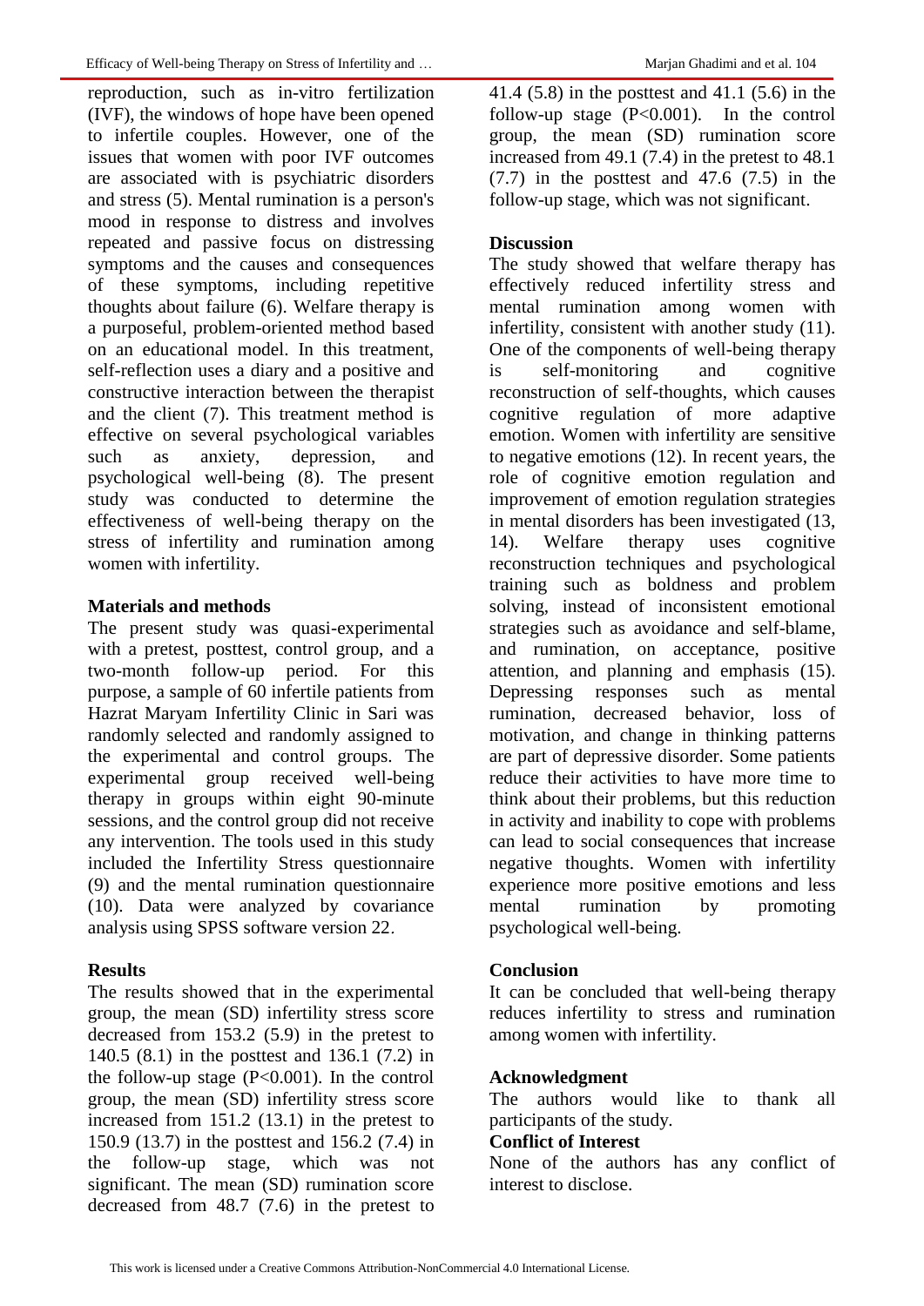reproduction, such as in-vitro fertilization (IVF), the windows of hope have been opened to infertile couples. However, one of the issues that women with poor IVF outcomes are associated with is psychiatric disorders and stress (5). Mental rumination is a person's mood in response to distress and involves repeated and passive focus on distressing symptoms and the causes and consequences of these symptoms, including repetitive thoughts about failure (6). Welfare therapy is a purposeful, problem-oriented method based on an educational model. In this treatment, self-reflection uses a diary and a positive and constructive interaction between the therapist and the client (7). This treatment method is effective on several psychological variables such as anxiety, depression, and psychological well-being (8). The present study was conducted to determine the effectiveness of well-being therapy on the stress of infertility and rumination among women with infertility.

**Materials and methods**

The present study was quasi-experimental with a pretest, posttest, control group, and a two-month follow-up period. For this purpose, a sample of 60 infertile patients from Hazrat Maryam Infertility Clinic in Sari was randomly selected and randomly assigned to the experimental and control groups. The experimental group received well-being therapy in groups within eight 90-minute sessions, and the control group did not receive any intervention. The tools used in this study included the Infertility Stress questionnaire (9) and the mental rumination questionnaire (10). Data were analyzed by covariance analysis using SPSS software version 22.

**Results**

The results showed that in the experimental group, the mean (SD) infertility stress score decreased from 153.2 (5.9) in the pretest to 140.5 (8.1) in the posttest and 136.1 (7.2) in the follow-up stage ($P<0.001$). In the control group, the mean (SD) infertility stress score increased from 151.2 (13.1) in the pretest to 150.9 (13.7) in the posttest and 156.2 (7.4) in the follow-up stage, which was not significant. The mean (SD) rumination score decreased from 48.7 (7.6) in the pretest to 41.4 (5.8) in the posttest and 41.1 (5.6) in the follow-up stage ($P<0.001$). In the control group, the mean (SD) rumination score increased from 49.1 (7.4) in the pretest to 48.1 (7.7) in the posttest and 47.6 (7.5) in the follow-up stage, which was not significant.

**Discussion**

The study showed that welfare therapy has effectively reduced infertility stress and mental rumination among women with infertility, consistent with another study (11). One of the components of well-being therapy is self-monitoring and cognitive reconstruction of self-thoughts, which causes cognitive regulation of more adaptive emotion. Women with infertility are sensitive to negative emotions (12). In recent years, the role of cognitive emotion regulation and improvement of emotion regulation strategies in mental disorders has been investigated (13, 14). Welfare therapy uses cognitive reconstruction techniques and psychological training such as boldness and problem solving, instead of inconsistent emotional strategies such as avoidance and self-blame, and rumination, on acceptance, positive attention, and planning and emphasis (15). Depressing responses such as mental rumination, decreased behavior, loss of motivation, and change in thinking patterns are part of depressive disorder. Some patients reduce their activities to have more time to think about their problems, but this reduction in activity and inability to cope with problems can lead to social consequences that increase negative thoughts. Women with infertility experience more positive emotions and less mental rumination by promoting psychological well-being.

**Conclusion**

It can be concluded that well-being therapy reduces infertility to stress and rumination among women with infertility.

**Acknowledgment**

The authors would like to thank all participants of the study.

**Conflict of Interest**

None of the authors has any conflict of interest to disclose.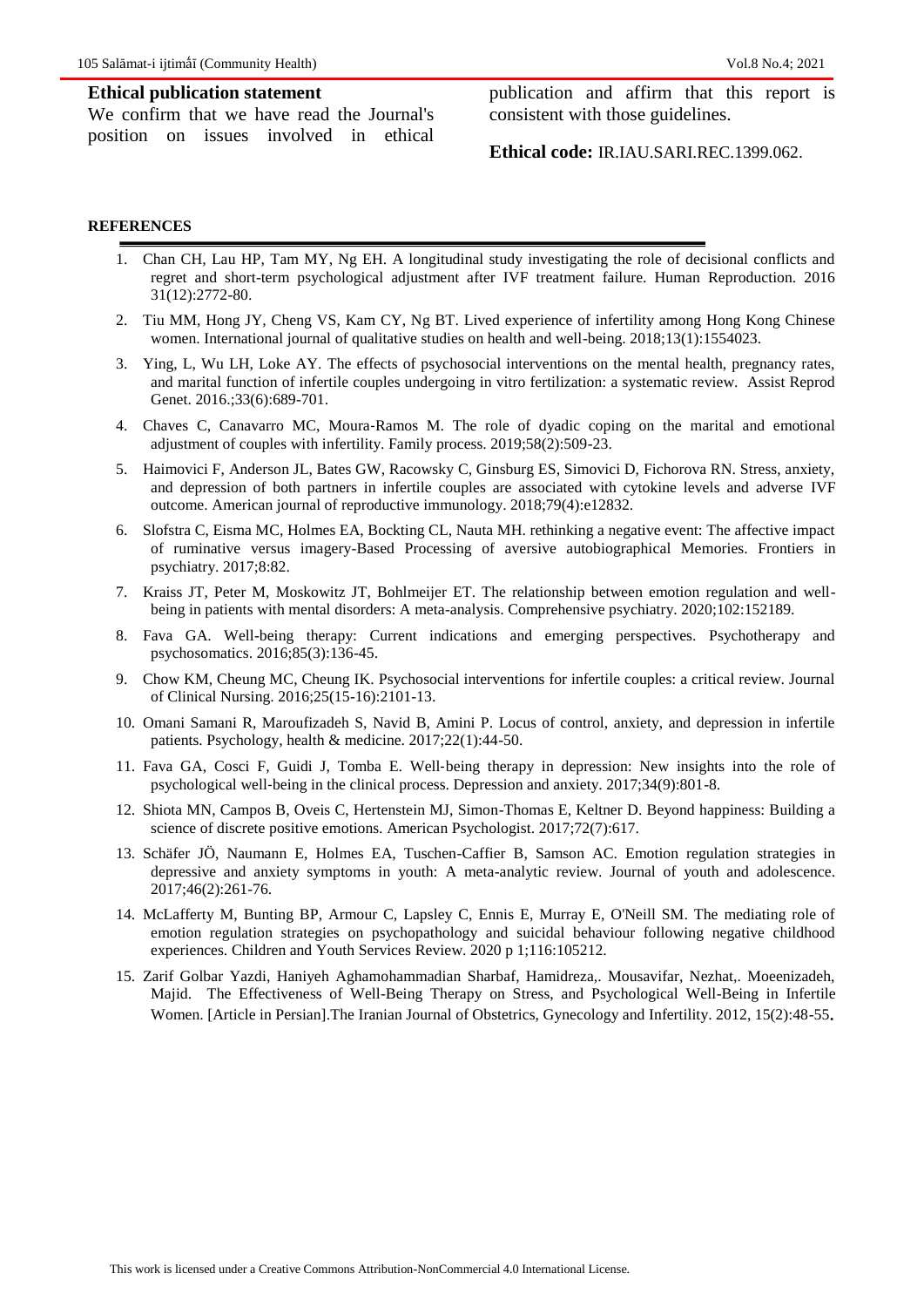**Ethical publication statement**

We confirm that we have read the Journal's position on issues involved in ethical publication and affirm that this report is consistent with those guidelines.

**Ethical code:** IR.IAU.SARI.REC.1399.062.

**REFERENCES**

1. Chan CH, Lau HP, Tam MY, Ng EH. A longitudinal study investigating the role of decisional conflicts and regret and short-term psychological adjustment after IVF treatment failure. Human Reproduction. 2016 31(12):2772-80.
2. Tiu MM, Hong JY, Cheng VS, Kam CY, Ng BT. Lived experience of infertility among Hong Kong Chinese women. International journal of qualitative studies on health and well-being. 2018;13(1):1554023.
3. Ying, L, Wu LH, Loke AY. The effects of psychosocial interventions on the mental health, pregnancy rates, and marital function of infertile couples undergoing in vitro fertilization: a systematic review. Assist Reprod Genet. 2016.;33(6):689-701.
4. Chaves C, Canavarro MC, Moura‐Ramos M. The role of dyadic coping on the marital and emotional adjustment of couples with infertility. Family process. 2019;58(2):509-23.
5. Haimovici F, Anderson JL, Bates GW, Racowsky C, Ginsburg ES, Simovici D, Fichorova RN. Stress, anxiety, and depression of both partners in infertile couples are associated with cytokine levels and adverse IVF outcome. American journal of reproductive immunology. 2018;79(4):e12832.
6. Slofstra C, Eisma MC, Holmes EA, Bockting CL, Nauta MH. rethinking a negative event: The affective impact of ruminative versus imagery-Based Processing of aversive autobiographical Memories. Frontiers in psychiatry. 2017;8:82.
7. Kraiss JT, Peter M, Moskowitz JT, Bohlmeijer ET. The relationship between emotion regulation and well-being in patients with mental disorders: A meta-analysis. Comprehensive psychiatry. 2020;102:152189.
8. Fava GA. Well-being therapy: Current indications and emerging perspectives. Psychotherapy and psychosomatics. 2016;85(3):136-45.
9. Chow KM, Cheung MC, Cheung IK. Psychosocial interventions for infertile couples: a critical review. Journal of Clinical Nursing. 2016;25(15-16):2101-13.
10. Omani Samani R, Maroufizadeh S, Navid B, Amini P. Locus of control, anxiety, and depression in infertile patients. Psychology, health & medicine. 2017;22(1):44-50.
11. Fava GA, Cosci F, Guidi J, Tomba E. Well‐being therapy in depression: New insights into the role of psychological well‐being in the clinical process. Depression and anxiety. 2017;34(9):801-8.
12. Shiota MN, Campos B, Oveis C, Hertenstein MJ, Simon-Thomas E, Keltner D. Beyond happiness: Building a science of discrete positive emotions. American Psychologist. 2017;72(7):617.
13. Schäfer JÖ, Naumann E, Holmes EA, Tuschen-Caffier B, Samson AC. Emotion regulation strategies in depressive and anxiety symptoms in youth: A meta-analytic review. Journal of youth and adolescence. 2017;46(2):261-76.
14. McLafferty M, Bunting BP, Armour C, Lapsley C, Ennis E, Murray E, O'Neill SM. The mediating role of emotion regulation strategies on psychopathology and suicidal behaviour following negative childhood experiences. Children and Youth Services Review. 2020 p 1;116:105212.
15. Zarif Golbar Yazdi, Haniyeh Aghamohammadian Sharbaf, Hamidreza,. Mousavifar, Nezhat,. Moeenizadeh, Majid. The Effectiveness of Well-Being Therapy on Stress, and Psychological Well-Being in Infertile Women. [Article in Persian].The Iranian Journal of Obstetrics, Gynecology and Infertility. 2012, 15(2):48-55.

This work is licensed under a Creative Commons Attribution-NonCommercial 4.0 International License.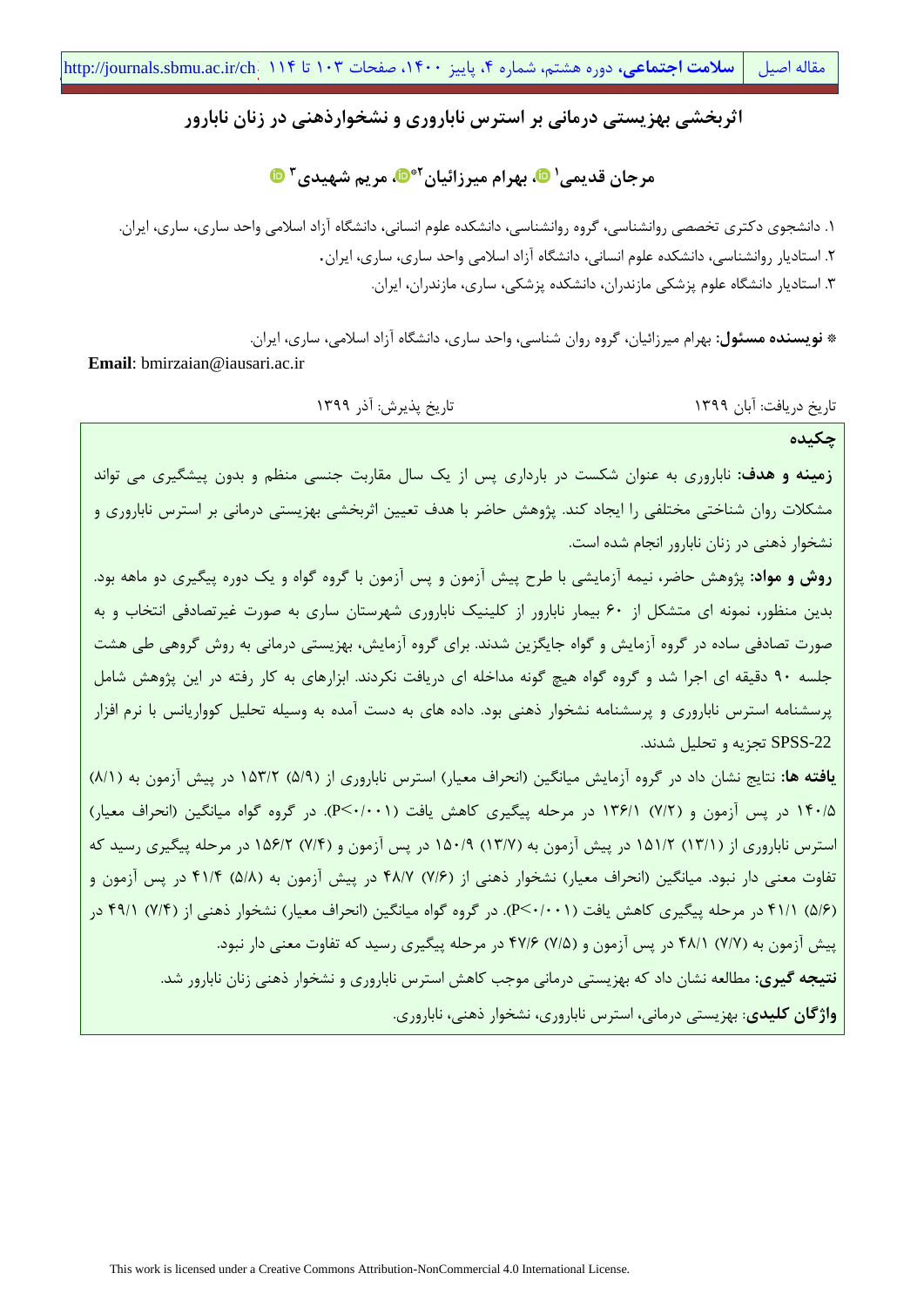مقاله اصیل

# اثربخشی بهزیستی درمانی بر استرس ناباروری و نشخوارذهنی در زنان نابارور

**مرجان قدیمی[۱]، بهرام میرزائیان[۲*]، مریم شهیدی[۳]**

۱. دانشجوی دکتری تخصصی روانشناسی، گروه روانشناسی، دانشکده علوم انسانی، دانشگاه آزاد اسلامی واحد ساری، ساری، ایران.

۲. استادیار روانشناسی، دانشکده علوم انسانی، دانشگاه آزاد اسلامی واحد ساری، ساری، ایران.

۳. استادیار دانشگاه علوم پزشکی مازندران، دانشکده پزشکی، ساری، مازندران، ایران.

**\* نویسنده مسئول:** بهرام میرزائیان، گروه روان شناسی، واحد ساری، دانشگاه آزاد اسلامی، ساری، ایران.

**Email**: bmirzaian@iausari.ac.ir

تاریخ دریافت: آبان ۱۳۹۹ — تاریخ پذیرش: آذر ۱۳۹۹

## چکیده

**زمینه و هدف:** ناباروری به عنوان شکست در بارداری پس از یک سال مقاربت جنسی منظم و بدون پیشگیری می تواند مشکلات روان شناختی مختلفی را ایجاد کند. پژوهش حاضر با هدف تعیین اثربخشی بهزیستی درمانی بر استرس ناباروری و نشخوار ذهنی در زنان نابارور انجام شده است.

**روش و مواد:** پژوهش حاضر، نیمه آزمایشی با طرح پیش آزمون و پس آزمون با گروه گواه و یک دوره پیگیری دو ماهه بود. بدین منظور، نمونه ای متشکل از ۶۰ بیمار نابارور از کلینیک ناباروری شهرستان ساری به صورت غیرتصادفی انتخاب و به صورت تصادفی ساده در گروه آزمایش و گواه جایگزین شدند. برای گروه آزمایش، بهزیستی درمانی به روش گروهی طی هشت جلسه ۹۰ دقیقه ای اجرا شد و گروه گواه هیچ گونه مداخله ای دریافت نکردند. ابزارهای به کار رفته در این پژوهش شامل پرسشنامه استرس ناباروری و پرسشنامه نشخوار ذهنی بود. داده های به دست آمده به وسیله تحلیل کوواریانس با نرم افزار SPSS-22 تجزیه و تحلیل شدند.

**یافته ها:** نتایج نشان داد در گروه آزمایش میانگین (انحراف معیار) استرس ناباروری از (۵/۹) ۱۵۳/۲ در پیش آزمون به (۸/۱) ۱۴۰/۵ در پس آزمون و (۷/۲) ۱۳۶/۱ در مرحله پیگیری کاهش یافت (P<۰/۰۰۱). در گروه گواه میانگین (انحراف معیار) استرس ناباروری از (۱۳/۱) ۱۵۱/۲ در پیش آزمون به (۱۳/۷) ۱۵۰/۹ در پس آزمون و (۷/۴) ۱۵۶/۲ در مرحله پیگیری رسید که تفاوت معنی دار نبود. میانگین (انحراف معیار) نشخوار ذهنی از (۷/۶) ۴۸/۷ در پیش آزمون به (۵/۸) ۴۱/۴ در پس آزمون و (۵/۶) ۴۱/۱ در مرحله پیگیری کاهش یافت (P<۰/۰۰۱). در گروه گواه میانگین (انحراف معیار) نشخوار ذهنی از (۷/۴) ۴۹/۱ در پیش آزمون به (۷/۷) ۴۸/۱ در پس آزمون و (۷/۵) ۴۷/۶ در مرحله پیگیری رسید که تفاوت معنی دار نبود.

**نتیجه گیری:** مطالعه نشان داد که بهزیستی درمانی موجب کاهش استرس ناباروری و نشخوار ذهنی زنان نابارور شد.

**واژگان کلیدی**: بهزیستی درمانی، استرس ناباروری، نشخوار ذهنی، ناباروری.

This work is licensed under a Creative Commons Attribution-NonCommercial 4.0 International License.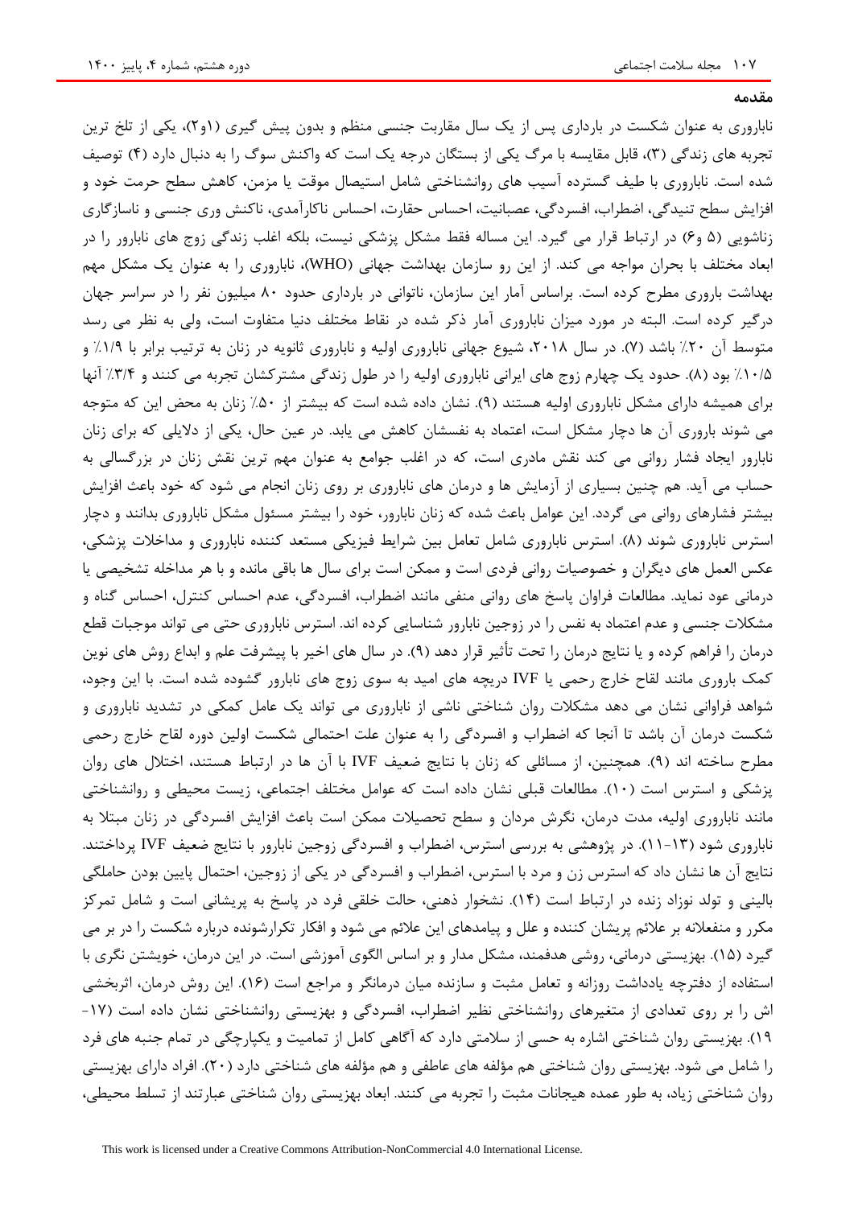## مقدمه

ناباروری به عنوان شکست در بارداری پس از یک سال مقاربت جنسی منظم و بدون پیش گیری (۱و۲)، یکی از تلخ ترین تجربه های زندگی (۳)، قابل مقایسه با مرگ یکی از بستگان درجه یک است که واکنش سوگ را به دنبال دارد (۴) توصیف شده است. ناباروری با طیف گسترده آسیب های روانشناختی شامل استیصال موقت یا مزمن، کاهش سطح حرمت خود و افزایش سطح تنیدگی، اضطراب، افسردگی، عصبانیت، احساس حقارت، احساس ناکارآمدی، ناکنش وری جنسی و ناسازگاری زناشویی (۵ و۶) در ارتباط قرار می گیرد. این مساله فقط مشکل پزشکی نیست، بلکه اغلب زندگی زوج های نابارور را در ابعاد مختلف با بحران مواجه می کند. از این رو سازمان بهداشت جهانی (WHO)، ناباروری را به عنوان یک مشکل مهم بهداشت باروری مطرح کرده است. براساس آمار این سازمان، ناتوانی در بارداری حدود ۸۰ میلیون نفر را در سراسر جهان درگیر کرده است. البته در مورد میزان ناباروری آمار ذکر شده در نقاط مختلف دنیا متفاوت است، ولی به نظر می رسد متوسط آن ۲۰٪ باشد (۷). در سال ۲۰۱۸، شیوع جهانی ناباروری اولیه و ناباروری ثانویه در زنان به ترتیب برابر با ۱/۹٪ و ۱۰/۵٪ بود (۸). حدود یک چهارم زوج های ایرانی ناباروری اولیه را در طول زندگی مشترکشان تجربه می کنند و ۳/۴٪ آنها برای همیشه دارای مشکل ناباروری اولیه هستند (۹). نشان داده شده است که بیشتر از ۵۰٪ زنان به محض این که متوجه می شوند باروری آن ها دچار مشکل است، اعتماد به نفسشان کاهش می یابد. در عین حال، یکی از دلایلی که برای زنان نابارور ایجاد فشار روانی می کند نقش مادری است، که در اغلب جوامع به عنوان مهم ترین نقش زنان در بزرگسالی به حساب می آید. هم چنین بسیاری از آزمایش ها و درمان های ناباروری بر روی زنان انجام می شود که خود باعث افزایش بیشتر فشارهای روانی می گردد. این عوامل باعث شده که زنان نابارور، خود را بیشتر مسئول مشکل ناباروری بدانند و دچار استرس ناباروری شوند (۸). استرس ناباروری شامل تعامل بین شرایط فیزیکی مستعد کننده ناباروری و مداخلات پزشکی، عکس العمل های دیگران و خصوصیات روانی فردی است و ممکن است برای سال ها باقی مانده و با هر مداخله تشخیصی یا درمانی عود نماید. مطالعات فراوان پاسخ های روانی منفی مانند اضطراب، افسردگی، عدم احساس کنترل، احساس گناه و مشکلات جنسی و عدم اعتماد به نفس را در زوجین نابارور شناسایی کرده اند. استرس ناباروری حتی می تواند موجبات قطع درمان را فراهم کرده و یا نتایج درمان را تحت تأثیر قرار دهد (۹). در سال های اخیر با پیشرفت علم و ابداع روش های نوین کمک باروری مانند لقاح خارج رحمی یا IVF دریچه های امید به سوی زوج های نابارور گشوده شده است. با این وجود، شواهد فراوانی نشان می دهد مشکلات روان شناختی ناشی از ناباروری می تواند یک عامل کمکی در تشدید ناباروری و شکست درمان آن باشد تا آنجا که اضطراب و افسردگی را به عنوان علت احتمالی شکست اولین دوره لقاح خارج رحمی مطرح ساخته اند (۹). همچنین، از مسائلی که زنان با نتایج ضعیف IVF با آن ها در ارتباط هستند، اختلال های روان پزشکی و استرس است (۱۰). مطالعات قبلی نشان داده است که عوامل مختلف اجتماعی، زیست محیطی و روانشناختی مانند ناباروری اولیه، مدت درمان، نگرش مردان و سطح تحصیلات ممکن است باعث افزایش افسردگی در زنان مبتلا به ناباروری شود (۱۳-۱۱). در پژوهشی به بررسی استرس، اضطراب و افسردگی زوجین نابارور با نتایج ضعیف IVF پرداختند. نتایج آن ها نشان داد که استرس زن و مرد با استرس، اضطراب و افسردگی در یکی از زوجین، احتمال پایین بودن حاملگی بالینی و تولد نوزاد زنده در ارتباط است (۱۴). نشخوار ذهنی، حالت خلقی فرد در پاسخ به پریشانی است و شامل تمرکز مکرر و منفعلانه بر علائم پریشان کننده و علل و پیامدهای این علائم می شود و افکار تکرارشونده درباره شکست را در بر می گیرد (۱۵). بهزیستی درمانی، روشی هدفمند، مشکل مدار و بر اساس الگوی آموزشی است. در این درمان، خویشتن نگری با استفاده از دفترچه یادداشت روزانه و تعامل مثبت و سازنده میان درمانگر و مراجع است (۱۶). این روش درمان، اثربخشی اش را بر روی تعدادی از متغیرهای روانشناختی نظیر اضطراب، افسردگی و بهزیستی روانشناختی نشان داده است (۱۷-۱۹). بهزیستی روان شناختی اشاره به حسی از سلامتی دارد که آگاهی کامل از تمامیت و یکپارچگی در تمام جنبه های فرد را شامل می شود. بهزیستی روان شناختی هم مؤلفه های عاطفی و هم مؤلفه های شناختی دارد (۲۰). افراد دارای بهزیستی روان شناختی زیاد، به طور عمده هیجانات مثبت را تجربه می کنند. ابعاد بهزیستی روان شناختی عبارتند از تسلط محیطی،

This work is licensed under a Creative Commons Attribution-NonCommercial 4.0 International License.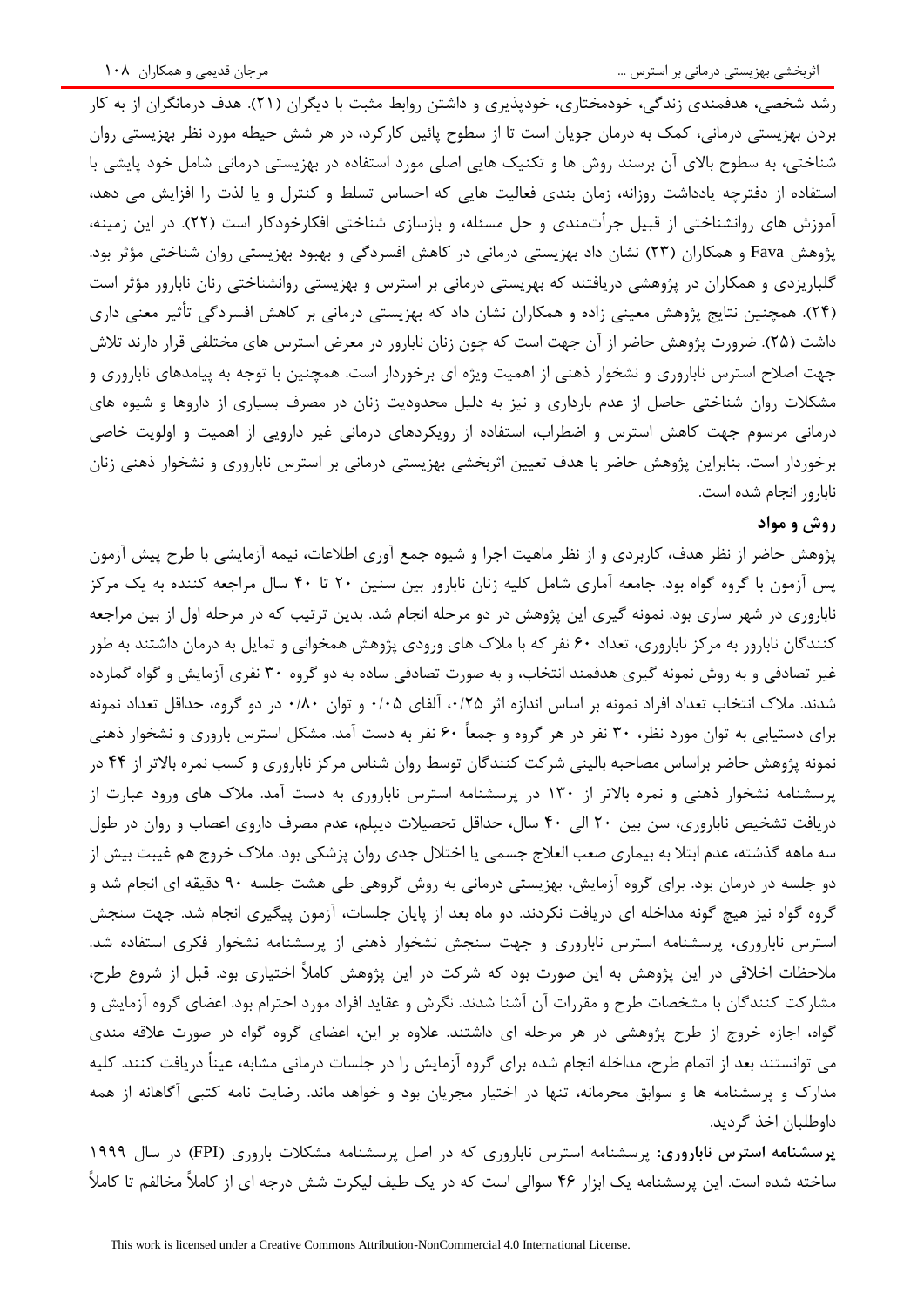رشد شخصی، هدفمندی زندگی، خودمختاری، خودپذیری و داشتن روابط مثبت با دیگران (۲۱). هدف درمانگران از به کار بردن بهزیستی درمانی، کمک به درمان جویان است تا از سطوح پائین کارکرد، در هر شش حیطه مورد نظر بهزیستی روان شناختی، به سطوح بالای آن برسند روش ها و تکنیک هایی اصلی مورد استفاده در بهزیستی درمانی شامل خود پایشی با استفاده از دفترچه یادداشت روزانه، زمان بندی فعالیت هایی که احساس تسلط و کنترل و یا لذت را افزایش می دهد، آموزش های روانشناختی از قبیل جرأتمندی و حل مسئله، و بازسازی شناختی افکارخودکار است (۲۲). در این زمینه، پژوهش Fava و همکاران (۲۳) نشان داد بهزیستی درمانی در کاهش افسردگی و بهبود بهزیستی روان شناختی مؤثر بود. گلباریزدی و همکاران در پژوهشی دریافتند که بهزیستی درمانی بر استرس و بهزیستی روانشناختی زنان نابارور مؤثر است (۲۴). همچنین نتایج پژوهش معینی زاده و همکاران نشان داد که بهزیستی درمانی بر کاهش افسردگی تأثیر معنی داری داشت (۲۵). ضرورت پژوهش حاضر از آن جهت است که چون زنان نابارور در معرض استرس های مختلفی قرار دارند تلاش جهت اصلاح استرس ناباروری و نشخوار ذهنی از اهمیت ویژه ای برخوردار است. همچنین با توجه به پیامدهای ناباروری و مشکلات روان شناختی حاصل از عدم بارداری و نیز به دلیل محدودیت زنان در مصرف بسیاری از داروها و شیوه های درمانی مرسوم جهت کاهش استرس و اضطراب، استفاده از رویکردهای درمانی غیر دارویی از اهمیت و اولویت خاصی برخوردار است. بنابراین پژوهش حاضر با هدف تعیین اثربخشی بهزیستی درمانی بر استرس ناباروری و نشخوار ذهنی زنان نابارور انجام شده است.

## روش و مواد

پژوهش حاضر از نظر هدف، کاربردی و از نظر ماهیت اجرا و شیوه جمع آوری اطلاعات، نیمه آزمایشی با طرح پیش آزمون پس آزمون با گروه گواه بود. جامعه آماری شامل کلیه زنان نابارور بین سنین ۲۰ تا ۴۰ سال مراجعه کننده به یک مرکز ناباروری در شهر ساری بود. نمونه گیری این پژوهش در دو مرحله انجام شد. بدین ترتیب که در مرحله اول از بین مراجعه کنندگان نابارور به مرکز ناباروری، تعداد ۶۰ نفر که با ملاک های ورودی پژوهش همخوانی و تمایل به درمان داشتند به طور غیر تصادفی و به روش نمونه گیری هدفمند انتخاب، و به صورت تصادفی ساده به دو گروه ۳۰ نفری آزمایش و گواه گمارده شدند. ملاک انتخاب تعداد افراد نمونه بر اساس اندازه اثر ۰/۲۵، آلفای ۰/۰۵ و توان ۰/۸۰ در دو گروه، حداقل تعداد نمونه برای دستیابی به توان مورد نظر، ۳۰ نفر در هر گروه و جمعاً ۶۰ نفر به دست آمد. مشکل استرس باروری و نشخوار ذهنی نمونه پژوهش حاضر براساس مصاحبه بالینی شرکت کنندگان توسط روان شناس مرکز ناباروری و کسب نمره بالاتر از ۴۴ در پرسشنامه نشخوار ذهنی و نمره بالاتر از ۱۳۰ در پرسشنامه استرس ناباروری به دست آمد. ملاک های ورود عبارت از دریافت تشخیص ناباروری، سن بین ۲۰ الی ۴۰ سال، حداقل تحصیلات دیپلم، عدم مصرف داروی اعصاب و روان در طول سه ماهه گذشته، عدم ابتلا به بیماری صعب العلاج جسمی یا اختلال جدی روان پزشکی بود. ملاک خروج هم غیبت بیش از دو جلسه در درمان بود. برای گروه آزمایش، بهزیستی درمانی به روش گروهی طی هشت جلسه ۹۰ دقیقه ای انجام شد و گروه گواه نیز هیچ گونه مداخله ای دریافت نکردند. دو ماه بعد از پایان جلسات، آزمون پیگیری انجام شد. جهت سنجش استرس ناباروری، پرسشنامه استرس ناباروری و جهت سنجش نشخوار ذهنی از پرسشنامه نشخوار فکری استفاده شد. ملاحظات اخلاقی در این پژوهش به این صورت بود که شرکت در این پژوهش کاملاً اختیاری بود. قبل از شروع طرح، مشارکت کنندگان با مشخصات طرح و مقررات آن آشنا شدند. نگرش و عقاید افراد مورد احترام بود. اعضای گروه آزمایش و گواه، اجازه خروج از طرح پژوهشی در هر مرحله ای داشتند. علاوه بر این، اعضای گروه گواه در صورت علاقه مندی می توانستند بعد از اتمام طرح، مداخله انجام شده برای گروه آزمایش را در جلسات درمانی مشابه، عیناً دریافت کنند. کلیه مدارک و پرسشنامه ها و سوابق محرمانه، تنها در اختیار مجریان بود و خواهد ماند. رضایت نامه کتبی آگاهانه از همه داوطلبان اخذ گردید.

**پرسشنامه استرس ناباروری:** پرسشنامه استرس ناباروری که در اصل پرسشنامه مشکلات باروری (FPI) در سال ۱۹۹۹ ساخته شده است. این پرسشنامه یک ابزار ۴۶ سوالی است که در یک طیف لیکرت شش درجه ای از کاملاً مخالفم تا کاملاً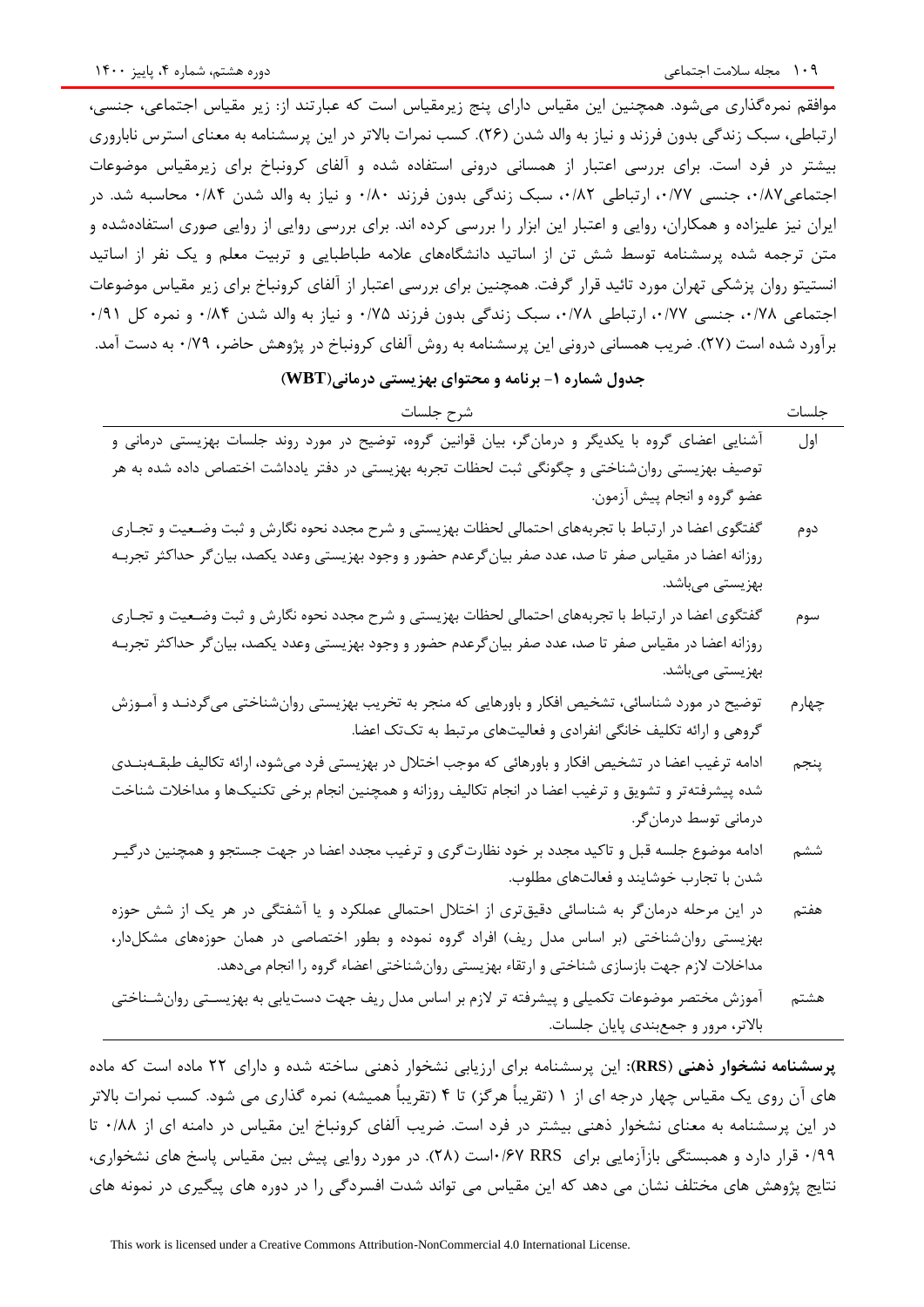موافقم نمره‌گذاری می‌شود. همچنین این مقیاس دارای پنج زیرمقیاس است که عبارتند از: زیر مقیاس اجتماعی، جنسی، ارتباطی، سبک زندگی بدون فرزند و نیاز به والد شدن (۲۶). کسب نمرات بالاتر در این پرسشنامه به معنای استرس ناباروری بیشتر در فرد است. برای بررسی اعتبار از همسانی درونی استفاده شده و آلفای کرونباخ برای زیرمقیاس موضوعات اجتماعی۰/۸۷، جنسی ۰/۷۷، ارتباطی ۰/۸۲، سبک زندگی بدون فرزند ۰/۸۰ و نیاز به والد شدن ۰/۸۴ محاسبه شد. در ایران نیز علیزاده و همکاران، روایی و اعتبار این ابزار را بررسی کرده اند. برای بررسی روایی از روایی صوری استفاده‌شده و متن ترجمه شده پرسشنامه توسط شش تن از اساتید دانشگاه‌های علامه طباطبایی و تربیت معلم و یک نفر از اساتید انستیتو روان پزشکی تهران مورد تائید قرار گرفت. همچنین برای بررسی اعتبار از آلفای کرونباخ برای زیر مقیاس موضوعات اجتماعی ۰/۷۸، جنسی ۰/۷۷، ارتباطی ۰/۷۸، سبک زندگی بدون فرزند ۰/۷۵ و نیاز به والد شدن ۰/۸۴ و نمره کل ۰/۹۱ برآورد شده است (۲۷). ضریب همسانی درونی این پرسشنامه به روش آلفای کرونباخ در پژوهش حاضر، ۰/۷۹ به دست آمد.

**جدول شماره ۱- برنامه و محتوای بهزیستی درمانی(WBT)**

| جلسات | شرح جلسات |
|---|---|
| اول | آشنایی اعضای گروه با یکدیگر و درمان‌گر، بیان قوانین گروه، توضیح در مورد روند جلسات بهزیستی درمانی و توصیف بهزیستی روان‌شناختی و چگونگی ثبت لحظات تجربه بهزیستی در دفتر یادداشت اختصاص داده شده به هر عضو گروه و انجام پیش آزمون. |
| دوم | گفتگوی اعضا در ارتباط با تجربه‌های احتمالی لحظات بهزیستی و شرح مجدد نحوه نگارش و ثبت وضعیت و تجاری روزانه اعضا در مقیاس صفر تا صد، عدد صفر بیان‌گرعدم حضور و وجود بهزیستی وعدد یکصد، بیان‌گر حداکثر تجربه بهزیستی می‌باشد. |
| سوم | گفتگوی اعضا در ارتباط با تجربه‌های احتمالی لحظات بهزیستی و شرح مجدد نحوه نگارش و ثبت وضعیت و تجاری روزانه اعضا در مقیاس صفر تا صد، عدد صفر بیان‌گرعدم حضور و وجود بهزیستی وعدد یکصد، بیان‌گر حداکثر تجربه بهزیستی می‌باشد. |
| چهارم | توضیح در مورد شناسائی، تشخیص افکار و باورهایی که منجر به تخریب بهزیستی روان‌شناختی می‌گردند و آموزش گروهی و ارائه تکلیف خانگی انفرادی و فعالیت‌های مرتبط به تک‌تک اعضا. |
| پنجم | ادامه ترغیب اعضا در تشخیص افکار و باورهائی که موجب اختلال در بهزیستی فرد می‌شود، ارائه تکالیف طبقه‌بندی شده پیشرفته‌تر و تشویق و ترغیب اعضا در انجام تکالیف روزانه و همچنین انجام برخی تکنیک‌ها و مداخلات شناخت درمانی توسط درمان‌گر. |
| ششم | ادامه موضوع جلسه قبل و تاکید مجدد بر خود نظارت‌گری و ترغیب مجدد اعضا در جهت جستجو و همچنین درگیر شدن با تجارب خوشایند و فعالیت‌های مطلوب. |
| هفتم | در این مرحله درمان‌گر به شناسائی دقیق‌تری از اختلال احتمالی عملکرد و یا آشفتگی در هر یک از شش حوزه بهزیستی روان‌شناختی (بر اساس مدل ریف) افراد گروه نموده و بطور اختصاصی در همان حوزه‌های مشکل‌دار، مداخلات لازم جهت بازسازی شناختی و ارتقاء بهزیستی روان‌شناختی اعضاء گروه را انجام می‌دهد. |
| هشتم | آموزش مختصر موضوعات تکمیلی و پیشرفته تر لازم بر اساس مدل ریف جهت دست‌یابی به بهزیستی روان‌شناختی بالاتر، مرور و جمع‌بندی پایان جلسات. |

**پرسشنامه نشخوار ذهنی (RRS):** این پرسشنامه برای ارزیابی نشخوار ذهنی ساخته شده و دارای ۲۲ ماده است که ماده های آن روی یک مقیاس چهار درجه ای از ۱ (تقریباً هرگز) تا ۴ (تقریباً همیشه) نمره گذاری می شود. کسب نمرات بالاتر در این پرسشنامه به معنای نشخوار ذهنی بیشتر در فرد است. ضریب آلفای کرونباخ این مقیاس در دامنه ای از ۰/۸۸ تا ۰/۹۹ قرار دارد و همبستگی بازآزمایی برای RRS ۰/۶۷است (۲۸). در مورد روایی پیش بین مقیاس پاسخ های نشخواری، نتایج پژوهش های مختلف نشان می دهد که این مقیاس می تواند شدت افسردگی را در دوره های پیگیری در نمونه های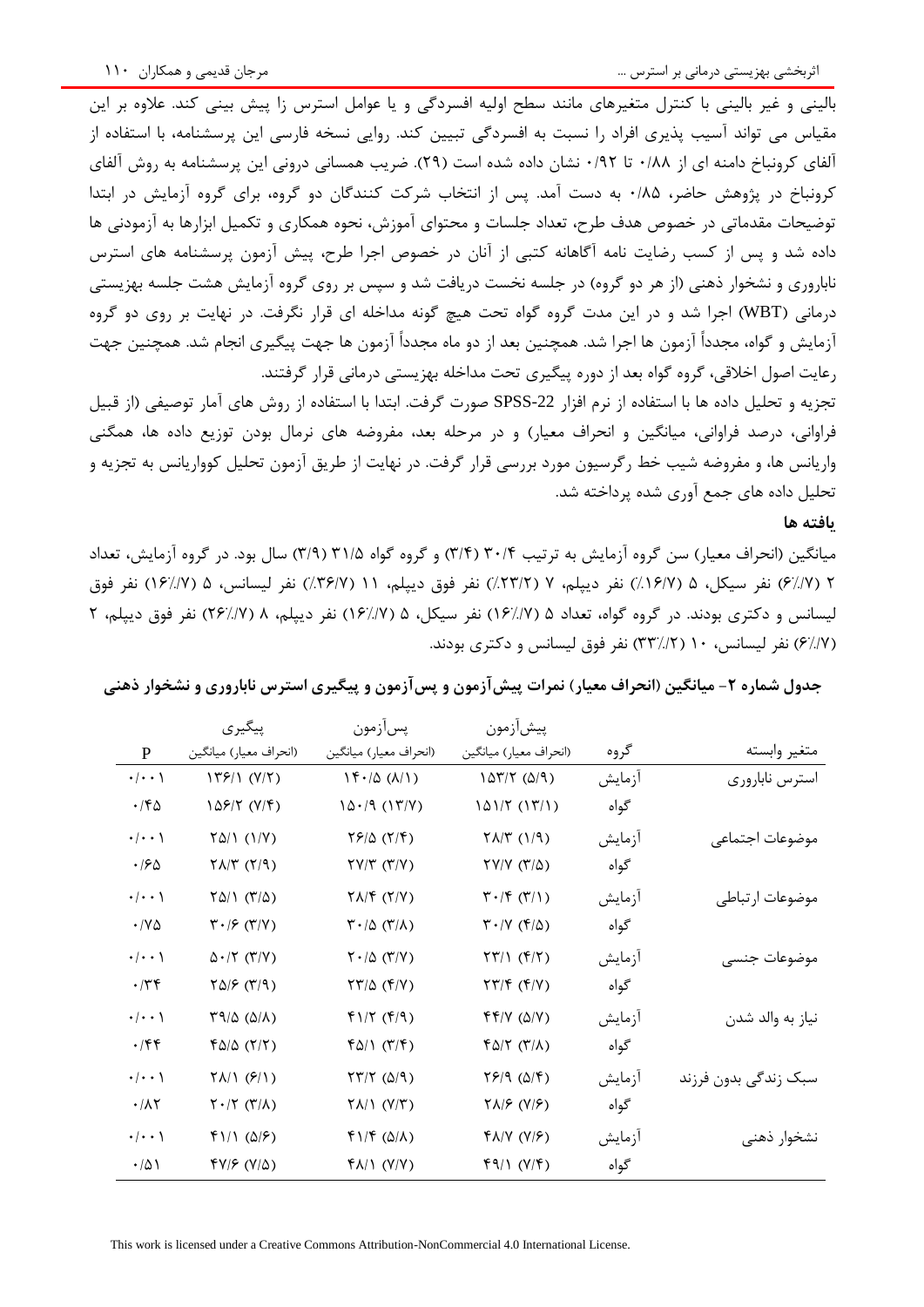بالینی و غیر بالینی با کنترل متغیرهای مانند سطح اولیه افسردگی و یا عوامل استرس زا پیش بینی کند. علاوه بر این مقیاس می تواند آسیب پذیری افراد را نسبت به افسردگی تبیین کند. روایی نسخه فارسی این پرسشنامه، با استفاده از آلفای کرونباخ دامنه ای از ۰/۸۸ تا ۰/۹۲ نشان داده شده است (۲۹). ضریب همسانی درونی این پرسشنامه به روش آلفای کرونباخ در پژوهش حاضر، ۰/۸۵ به دست آمد. پس از انتخاب شرکت کنندگان دو گروه، برای گروه آزمایش در ابتدا توضیحات مقدماتی در خصوص هدف طرح، تعداد جلسات و محتوای آموزش، نحوه همکاری و تکمیل ابزارها به آزمودنی ها داده شد و پس از کسب رضایت نامه آگاهانه کتبی از آنان در خصوص اجرا طرح، پیش آزمون پرسشنامه های استرس ناباروری و نشخوار ذهنی (از هر دو گروه) در جلسه نخست دریافت شد و سپس بر روی گروه آزمایش هشت جلسه بهزیستی درمانی (WBT) اجرا شد و در این مدت گروه گواه تحت هیچ گونه مداخله ای قرار نگرفت. در نهایت بر روی دو گروه آزمایش و گواه، مجدداً آزمون ها اجرا شد. همچنین بعد از دو ماه مجدداً آزمون ها جهت پیگیری انجام شد. همچنین جهت رعایت اصول اخلاقی، گروه گواه بعد از دوره پیگیری تحت مداخله بهزیستی درمانی قرار گرفتند.

تجزیه و تحلیل داده ها با استفاده از نرم افزار SPSS-22 صورت گرفت. ابتدا با استفاده از روش های آمار توصیفی (از قبیل فراوانی، درصد فراوانی، میانگین و انحراف معیار) و در مرحله بعد، مفروضه های نرمال بودن توزیع داده ها، همگنی واریانس ها، و مفروضه شیب خط رگرسیون مورد بررسی قرار گرفت. در نهایت از طریق آزمون تحلیل کوواریانس به تجزیه و تحلیل داده های جمع آوری شده پرداخته شد.

## یافته ها

میانگین (انحراف معیار) سن گروه آزمایش به ترتیب ۳۰/۴ (۳/۴) و گروه گواه ۳۱/۵ (۳/۹) سال بود. در گروه آزمایش، تعداد ۲ (۶/۷٪) نفر سیکل، ۵ (۱۶/۷٪) نفر دیپلم، ۷ (۲۳/۲٪) نفر فوق دیپلم، ۱۱ (۳۶/۷٪) نفر لیسانس، ۵ (۱۶/۷٪) نفر فوق لیسانس و دکتری بودند. در گروه گواه، تعداد ۵ (۱۶/۷٪) نفر سیکل، ۵ (۱۶/۷٪) نفر دیپلم، ۸ (۲۶/۷٪) نفر فوق دیپلم، ۲ (۶/۷٪) نفر لیسانس، ۱۰ (۳۳/۲٪) نفر فوق لیسانس و دکتری بودند.

**جدول شماره ۲- میانگین (انحراف معیار) نمرات پیش‌آزمون و پس‌آزمون و پیگیری استرس ناباروری و نشخوار ذهنی**

| متغیر وابسته | گروه | پیش‌آزمون (انحراف معیار) میانگین | پس‌آزمون (انحراف معیار) میانگین | پیگیری (انحراف معیار) میانگین | P |
|---|---|---|---|---|---|
| استرس ناباروری | آزمایش | ۱۵۳/۲ (۵/۹) | ۱۴۰/۵ (۸/۱) | ۱۳۶/۱ (۷/۲) | ۰/۰۰۱ |
| | گواه | ۱۵۱/۲ (۱۳/۱) | ۱۵۰/۹ (۱۳/۷) | ۱۵۶/۲ (۷/۴) | ۰/۴۵ |
| موضوعات اجتماعی | آزمایش | ۲۸/۳ (۱/۹) | ۲۶/۵ (۲/۴) | ۲۵/۱ (۱/۷) | ۰/۰۰۱ |
| | گواه | ۲۷/۷ (۳/۵) | ۲۷/۳ (۳/۷) | ۲۸/۳ (۲/۹) | ۰/۶۵ |
| موضوعات ارتباطی | آزمایش | ۳۰/۴ (۳/۱) | ۲۸/۴ (۲/۷) | ۲۵/۱ (۳/۵) | ۰/۰۰۱ |
| | گواه | ۳۰/۷ (۴/۵) | ۳۰/۵ (۳/۸) | ۳۰/۶ (۳/۷) | ۰/۷۵ |
| موضوعات جنسی | آزمایش | ۲۳/۱ (۴/۲) | ۲۰/۵ (۳/۷) | ۵۰/۲ (۳/۷) | ۰/۰۰۱ |
| | گواه | ۲۳/۴ (۴/۷) | ۲۳/۵ (۴/۷) | ۲۵/۶ (۳/۹) | ۰/۳۴ |
| نیاز به والد شدن | آزمایش | ۴۴/۷ (۵/۷) | ۴۱/۲ (۴/۹) | ۳۹/۵ (۵/۸) | ۰/۰۰۱ |
| | گواه | ۴۵/۲ (۳/۸) | ۴۵/۱ (۳/۴) | ۴۵/۵ (۲/۲) | ۰/۴۴ |
| سبک زندگی بدون فرزند | آزمایش | ۲۶/۹ (۵/۴) | ۲۳/۲ (۵/۹) | ۲۸/۱ (۶/۱) | ۰/۰۰۱ |
| | گواه | ۲۸/۶ (۷/۶) | ۲۸/۱ (۷/۳) | ۲۰/۲ (۳/۸) | ۰/۸۲ |
| نشخوار ذهنی | آزمایش | ۴۸/۷ (۷/۶) | ۴۱/۴ (۵/۸) | ۴۱/۱ (۵/۶) | ۰/۰۰۱ |
| | گواه | ۴۹/۱ (۷/۴) | ۴۸/۱ (۷/۷) | ۴۷/۶ (۷/۵) | ۰/۵۱ |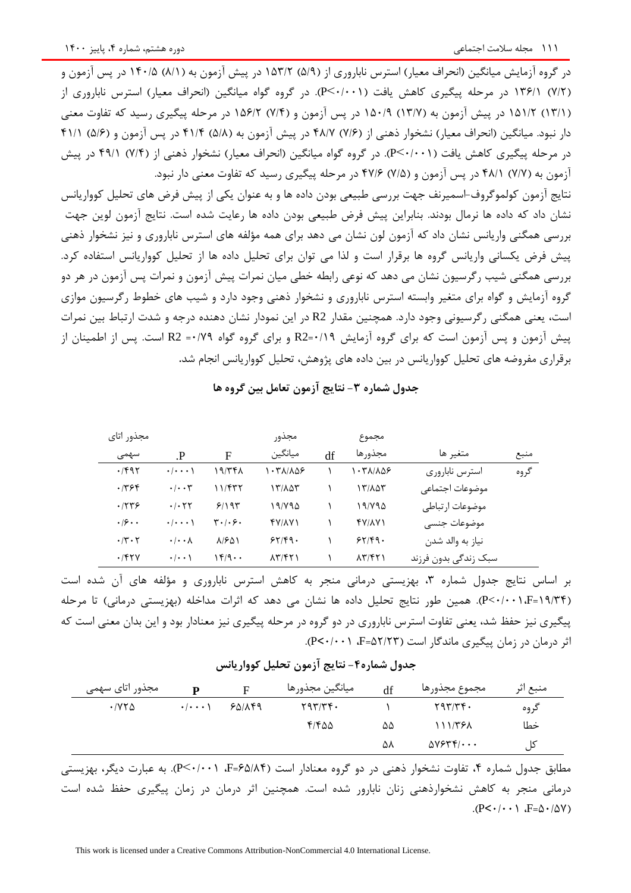در گروه آزمایش میانگین (انحراف معیار) استرس ناباروری از (۵/۹) ۱۵۳/۲ در پیش آزمون به (۸/۱) ۱۴۰/۵ در پس آزمون و (۷/۲) ۱۳۶/۱ در مرحله پیگیری کاهش یافت (P<۰/۰۰۱). در گروه گواه میانگین (انحراف معیار) استرس ناباروری از (۱۳/۱) ۱۵۱/۲ در پیش آزمون به (۱۳/۷) ۱۵۰/۹ در پس آزمون و (۷/۴) ۱۵۶/۲ در مرحله پیگیری رسید که تفاوت معنی دار نبود. میانگین (انحراف معیار) نشخوار ذهنی از (۷/۶) ۴۸/۷ در پیش آزمون به (۵/۸) ۴۱/۴ در پس آزمون و (۵/۶) ۴۱/۱ در مرحله پیگیری کاهش یافت (P<۰/۰۰۱). در گروه گواه میانگین (انحراف معیار) نشخوار ذهنی از (۷/۴) ۴۹/۱ در پیش آزمون به (۷/۷) ۴۸/۱ در پس آزمون و (۷/۵) ۴۷/۶ در مرحله پیگیری رسید که تفاوت معنی دار نبود.

نتایج آزمون کولموگروف-اسمیرنف جهت بررسی طبیعی بودن داده ها و به عنوان یکی از پیش فرض های تحلیل کوواریانس نشان داد که داده ها نرمال بودند. بنابراین پیش فرض طبیعی بودن داده ها رعایت شده است. نتایج آزمون لوین جهت بررسی همگنی واریانس نشان داد که آزمون لون نشان می دهد برای همه مؤلفه های استرس ناباروری و نیز نشخوار ذهنی پیش فرض یکسانی واریانس گروه ها برقرار است و لذا می توان برای تحلیل داده ها از تحلیل کوواریانس استفاده کرد. بررسی همگنی شیب رگرسیون نشان می دهد که نوعی رابطه خطی میان نمرات پیش آزمون و نمرات پس آزمون در هر دو گروه آزمایش و گواه برای متغیر وابسته استرس ناباروری و نشخوار ذهنی وجود دارد و شیب های خطوط رگرسیون موازی است، یعنی همگنی رگرسیونی وجود دارد. همچنین مقدار R2 در این نمودار نشان دهنده درجه و شدت ارتباط بین نمرات پیش آزمون و پس آزمون است که برای گروه آزمایش R2=۰/۱۹ و برای گروه گواه R2 =۰/۷۹ است. پس از اطمینان از برقراری مفروضه های تحلیل کوواریانس در بین داده های پژوهش، تحلیل کوواریانس انجام شد.

**جدول شماره ۳- نتایج آزمون تعامل بین گروه ها**

| منبع | متغیر ها | مجموع مجذورها | df | مجذور میانگین | F | P. | مجذور اتای سهمی |
|---|---|---|---|---|---|---|---|
| گروه | استرس ناباروری | ۱۰۳۸/۸۵۶ | ۱ | ۱۰۳۸/۸۵۶ | ۱۹/۳۴۸ | ۰/۰۰۰۱ | ۰/۴۹۲ |
| | موضوعات اجتماعی | ۱۳/۸۵۳ | ۱ | ۱۳/۸۵۳ | ۱۱/۴۳۲ | ۰/۰۰۳ | ۰/۳۶۴ |
| | موضوعات ارتباطی | ۱۹/۷۹۵ | ۱ | ۱۹/۷۹۵ | ۶/۱۹۳ | ۰/۰۲۲ | ۰/۲۳۶ |
| | موضوعات جنسی | ۴۷/۸۷۱ | ۱ | ۴۷/۸۷۱ | ۳۰/۰۶۰ | ۰/۰۰۰۱ | ۰/۶۰۰ |
| | نیاز به والد شدن | ۶۲/۴۹۰ | ۱ | ۶۲/۴۹۰ | ۸/۶۵۱ | ۰/۰۰۸ | ۰/۳۰۲ |
| | سبک زندگی بدون فرزند | ۸۳/۴۲۱ | ۱ | ۸۳/۴۲۱ | ۱۴/۹۰۰ | ۰/۰۰۱ | ۰/۴۲۷ |

بر اساس نتایج جدول شماره ۳، بهزیستی درمانی منجر به کاهش استرس ناباروری و مؤلفه های آن شده است (P<۰/۰۰۱،F=۱۹/۳۴). همین طور نتایج تحلیل داده ها نشان می دهد که اثرات مداخله (بهزیستی درمانی) تا مرحله پیگیری نیز حفظ شد، یعنی تفاوت استرس ناباروری در دو گروه در مرحله پیگیری نیز معنادار بود و این بدان معنی است که اثر درمان در زمان پیگیری ماندگار است (F=۵۲/۲۳، P<۰/۰۰۱).

**جدول شماره۴- نتایج آزمون تحلیل کوواریانس**

| منبع اثر | مجموع مجذورها | df | میانگین مجذورها | F | P | مجذور اتای سهمی |
|---|---|---|---|---|---|---|
| گروه | ۲۹۳/۳۴۰ | ۱ | ۲۹۳/۳۴۰ | ۶۵/۸۴۹ | ۰/۰۰۰۱ | ۰/۷۲۵ |
| خطا | ۱۱۱/۳۶۸ | ۵۵ | ۴/۴۵۵ | | | |
| کل | ۵۷۶۳۴/۰۰۰ | ۵۸ | | | | |

مطابق جدول شماره ۴، تفاوت نشخوار ذهنی در دو گروه معنادار است (F=۶۵/۸۴، P<۰/۰۰۱). به عبارت دیگر، بهزیستی درمانی منجر به کاهش نشخوارذهنی زنان نابارور شده است. همچنین اثر درمان در زمان پیگیری حفظ شده است (F=۵۰/۵۷، P<۰/۰۰۱).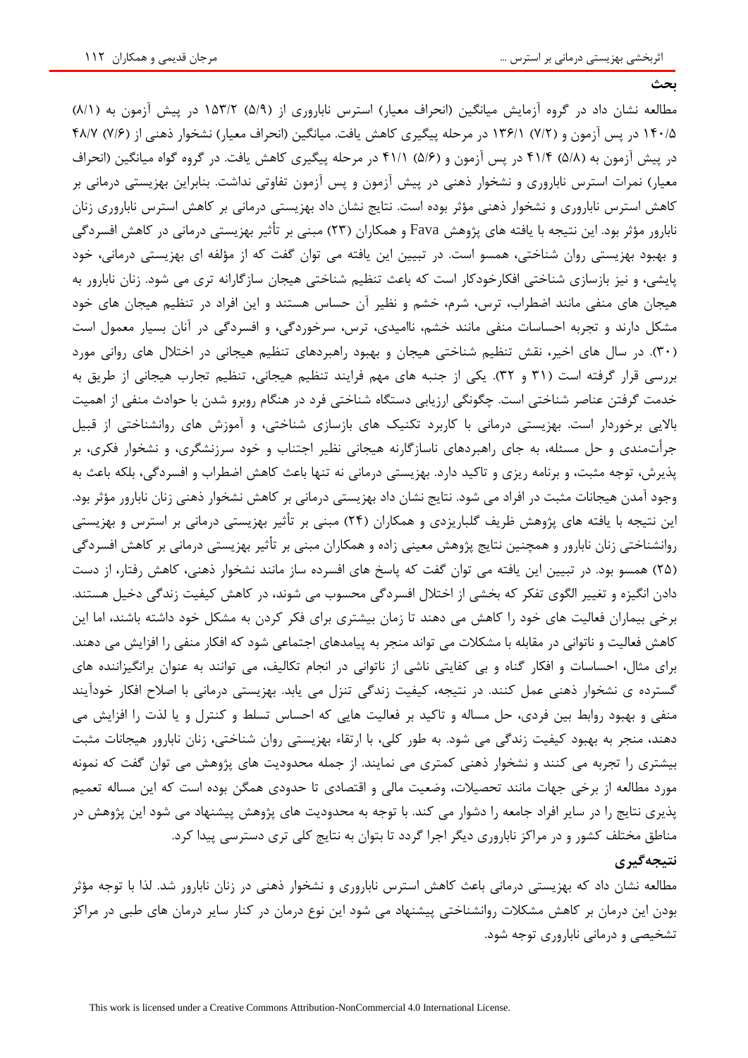### بحث

مطالعه نشان داد در گروه آزمایش میانگین (انحراف معیار) استرس ناباروری از (۵/۹) ۱۵۳/۲ در پیش آزمون به (۸/۱) ۱۴۰/۵ در پس آزمون و (۷/۲) ۱۳۶/۱ در مرحله پیگیری کاهش یافت. میانگین (انحراف معیار) نشخوار ذهنی از (۷/۶) ۴۸/۷ در پیش آزمون به (۵/۸) ۴۱/۴ در پس آزمون و (۵/۶) ۴۱/۱ در مرحله پیگیری کاهش یافت. در گروه گواه میانگین (انحراف معیار) نمرات استرس ناباروری و نشخوار ذهنی در پیش آزمون و پس آزمون تفاوتی نداشت. بنابراین بهزیستی درمانی بر کاهش استرس ناباروری و نشخوار ذهنی مؤثر بوده است. نتایج نشان داد بهزیستی درمانی بر کاهش استرس ناباروری زنان نابارور مؤثر بود. این نتیجه با یافته های پژوهش Fava و همکاران (۲۳) مبنی بر تأثیر بهزیستی درمانی در کاهش افسردگی و بهبود بهزیستی روان شناختی، همسو است. در تبیین این یافته می توان گفت که از مؤلفه ای بهزیستی درمانی، خود پایشی، و نیز بازسازی شناختی افکارخودکار است که باعث تنظیم شناختی هیجان سازگارانه تری می شود. زنان نابارور به هیجان های منفی مانند اضطراب، ترس، شرم، خشم و نظیر آن حساس هستند و این افراد در تنظیم هیجان های خود مشکل دارند و تجربه احساسات منفی مانند خشم، ناامیدی، ترس، سرخوردگی، و افسردگی در آنان بسیار معمول است (۳۰). در سال های اخیر، نقش تنظیم شناختی هیجان و بهبود راهبردهای تنظیم هیجانی در اختلال های روانی مورد بررسی قرار گرفته است (۳۱ و ۳۲). یکی از جنبه های مهم فرایند تنظیم هیجانی، تنظیم تجارب هیجانی از طریق به خدمت گرفتن عناصر شناختی است. چگونگی ارزیابی دستگاه شناختی فرد در هنگام روبرو شدن با حوادث منفی از اهمیت بالایی برخوردار است. بهزیستی درمانی با کاربرد تکنیک های بازسازی شناختی، و آموزش های روانشناختی از قبیل جرأت‌مندی و حل مسئله، به جای راهبردهای ناسازگارنه هیجانی نظیر اجتناب و خود سرزنشگری، و نشخوار فکری، بر پذیرش، توجه مثبت، و برنامه ریزی و تاکید دارد. بهزیستی درمانی نه تنها باعث کاهش اضطراب و افسردگی، بلکه باعث به وجود آمدن هیجانات مثبت در افراد می شود. نتایج نشان داد بهزیستی درمانی بر کاهش نشخوار ذهنی زنان نابارور مؤثر بود. این نتیجه با یافته های پژوهش ظریف گلباریزدی و همکاران (۲۴) مبنی بر تأثیر بهزیستی درمانی بر استرس و بهزیستی روانشناختی زنان نابارور و همچنین نتایج پژوهش معینی زاده و همکاران مبنی بر تأثیر بهزیستی درمانی بر کاهش افسردگی (۲۵) همسو بود. در تبیین این یافته می توان گفت که پاسخ های افسرده ساز مانند نشخوار ذهنی، کاهش رفتار، از دست دادن انگیزه و تغییر الگوی تفکر که بخشی از اختلال افسردگی محسوب می شوند، در کاهش کیفیت زندگی دخیل هستند. برخی بیماران فعالیت های خود را کاهش می دهند تا زمان بیشتری برای فکر کردن به مشکل خود داشته باشند، اما این کاهش فعالیت و ناتوانی در مقابله با مشکلات می تواند منجر به پیامدهای اجتماعی شود که افکار منفی را افزایش می دهند. برای مثال، احساسات و افکار گناه و بی کفایتی ناشی از ناتوانی در انجام تکالیف، می توانند به عنوان برانگیزاننده های گسترده ی نشخوار ذهنی عمل کنند. در نتیجه، کیفیت زندگی تنزل می یابد. بهزیستی درمانی با اصلاح افکار خودآیند منفی و بهبود روابط بین فردی، حل مساله و تاکید بر فعالیت هایی که احساس تسلط و کنترل و یا لذت را افزایش می دهند، منجر به بهبود کیفیت زندگی می شود. به طور کلی، با ارتقاء بهزیستی روان شناختی، زنان نابارور هیجانات مثبت بیشتری را تجربه می کنند و نشخوار ذهنی کمتری می نمایند. از جمله محدودیت های پژوهش می توان گفت که نمونه مورد مطالعه از برخی جهات مانند تحصیلات، وضعیت مالی و اقتصادی تا حدودی همگن بوده است که این مساله تعمیم پذیری نتایج را در سایر افراد جامعه را دشوار می کند. با توجه به محدودیت های پژوهش پیشنهاد می شود این پژوهش در مناطق مختلف کشور و در مراکز ناباروری دیگر اجرا گردد تا بتوان به نتایج کلی تری دسترسی پیدا کرد.

### نتیجه‌گیری

مطالعه نشان داد که بهزیستی درمانی باعث کاهش استرس ناباروری و نشخوار ذهنی در زنان نابارور شد. لذا با توجه مؤثر بودن این درمان بر کاهش مشکلات روانشناختی پیشنهاد می شود این نوع درمان در کنار سایر درمان های طبی در مراکز تشخیصی و درمانی ناباروری توجه شود.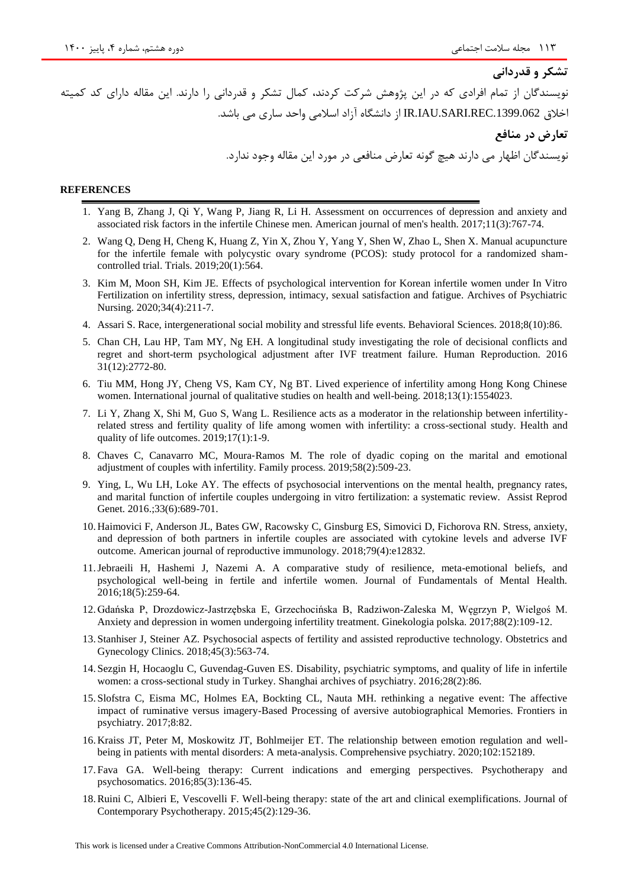## تشکر و قدردانی

نویسندگان از تمام افرادی که در این پژوهش شرکت کردند، کمال تشکر و قدردانی را دارند. این مقاله دارای کد کمیته اخلاق IR.IAU.SARI.REC.1399.062 از دانشگاه آزاد اسلامی واحد ساری می باشد.

## تعارض در منافع

نویسندگان اظهار می دارند هیچ گونه تعارض منافعی در مورد این مقاله وجود ندارد.

## REFERENCES

1. Yang B, Zhang J, Qi Y, Wang P, Jiang R, Li H. Assessment on occurrences of depression and anxiety and associated risk factors in the infertile Chinese men. American journal of men's health. 2017;11(3):767-74.
2. Wang Q, Deng H, Cheng K, Huang Z, Yin X, Zhou Y, Yang Y, Shen W, Zhao L, Shen X. Manual acupuncture for the infertile female with polycystic ovary syndrome (PCOS): study protocol for a randomized sham-controlled trial. Trials. 2019;20(1):564.
3. Kim M, Moon SH, Kim JE. Effects of psychological intervention for Korean infertile women under In Vitro Fertilization on infertility stress, depression, intimacy, sexual satisfaction and fatigue. Archives of Psychiatric Nursing. 2020;34(4):211-7.
4. Assari S. Race, intergenerational social mobility and stressful life events. Behavioral Sciences. 2018;8(10):86.
5. Chan CH, Lau HP, Tam MY, Ng EH. A longitudinal study investigating the role of decisional conflicts and regret and short-term psychological adjustment after IVF treatment failure. Human Reproduction. 2016 31(12):2772-80.
6. Tiu MM, Hong JY, Cheng VS, Kam CY, Ng BT. Lived experience of infertility among Hong Kong Chinese women. International journal of qualitative studies on health and well-being. 2018;13(1):1554023.
7. Li Y, Zhang X, Shi M, Guo S, Wang L. Resilience acts as a moderator in the relationship between infertility-related stress and fertility quality of life among women with infertility: a cross-sectional study. Health and quality of life outcomes. 2019;17(1):1-9.
8. Chaves C, Canavarro MC, Moura‐Ramos M. The role of dyadic coping on the marital and emotional adjustment of couples with infertility. Family process. 2019;58(2):509-23.
9. Ying, L, Wu LH, Loke AY. The effects of psychosocial interventions on the mental health, pregnancy rates, and marital function of infertile couples undergoing in vitro fertilization: a systematic review. Assist Reprod Genet. 2016.;33(6):689-701.
10. Haimovici F, Anderson JL, Bates GW, Racowsky C, Ginsburg ES, Simovici D, Fichorova RN. Stress, anxiety, and depression of both partners in infertile couples are associated with cytokine levels and adverse IVF outcome. American journal of reproductive immunology. 2018;79(4):e12832.
11. Jebraeili H, Hashemi J, Nazemi A. A comparative study of resilience, meta-emotional beliefs, and psychological well-being in fertile and infertile women. Journal of Fundamentals of Mental Health. 2016;18(5):259-64.
12. Gdańska P, Drozdowicz-Jastrzębska E, Grzechocińska B, Radziwon-Zaleska M, Węgrzyn P, Wielgoś M. Anxiety and depression in women undergoing infertility treatment. Ginekologia polska. 2017;88(2):109-12.
13. Stanhiser J, Steiner AZ. Psychosocial aspects of fertility and assisted reproductive technology. Obstetrics and Gynecology Clinics. 2018;45(3):563-74.
14. Sezgin H, Hocaoglu C, Guvendag-Guven ES. Disability, psychiatric symptoms, and quality of life in infertile women: a cross-sectional study in Turkey. Shanghai archives of psychiatry. 2016;28(2):86.
15. Slofstra C, Eisma MC, Holmes EA, Bockting CL, Nauta MH. rethinking a negative event: The affective impact of ruminative versus imagery-Based Processing of aversive autobiographical Memories. Frontiers in psychiatry. 2017;8:82.
16. Kraiss JT, Peter M, Moskowitz JT, Bohlmeijer ET. The relationship between emotion regulation and well-being in patients with mental disorders: A meta-analysis. Comprehensive psychiatry. 2020;102:152189.
17. Fava GA. Well-being therapy: Current indications and emerging perspectives. Psychotherapy and psychosomatics. 2016;85(3):136-45.
18. Ruini C, Albieri E, Vescovelli F. Well-being therapy: state of the art and clinical exemplifications. Journal of Contemporary Psychotherapy. 2015;45(2):129-36.

This work is licensed under a Creative Commons Attribution-NonCommercial 4.0 International License.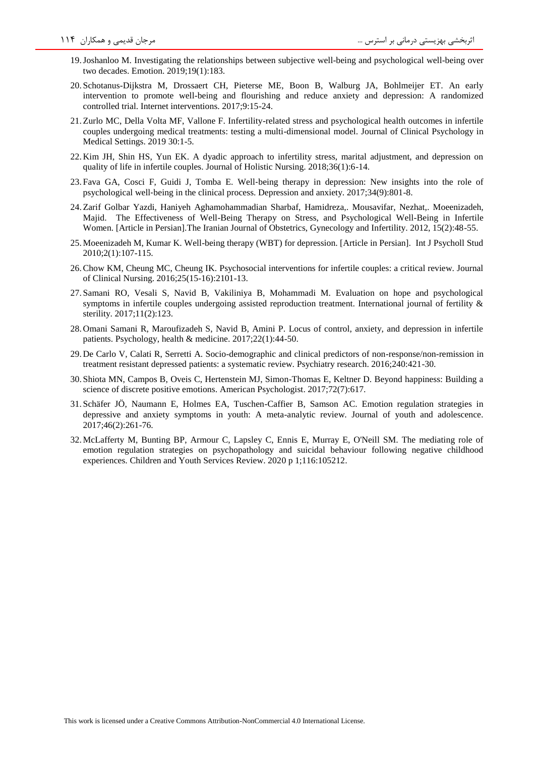19. Joshanloo M. Investigating the relationships between subjective well-being and psychological well-being over two decades. Emotion. 2019;19(1):183.

20. Schotanus-Dijkstra M, Drossaert CH, Pieterse ME, Boon B, Walburg JA, Bohlmeijer ET. An early intervention to promote well-being and flourishing and reduce anxiety and depression: A randomized controlled trial. Internet interventions. 2017;9:15-24.

21. Zurlo MC, Della Volta MF, Vallone F. Infertility-related stress and psychological health outcomes in infertile couples undergoing medical treatments: testing a multi-dimensional model. Journal of Clinical Psychology in Medical Settings. 2019 30:1-5.

22. Kim JH, Shin HS, Yun EK. A dyadic approach to infertility stress, marital adjustment, and depression on quality of life in infertile couples. Journal of Holistic Nursing. 2018;36(1):6-14.

23. Fava GA, Cosci F, Guidi J, Tomba E. Well‐being therapy in depression: New insights into the role of psychological well‐being in the clinical process. Depression and anxiety. 2017;34(9):801-8.

24. Zarif Golbar Yazdi, Haniyeh Aghamohammadian Sharbaf, Hamidreza,. Mousavifar, Nezhat,. Moeenizadeh, Majid. The Effectiveness of Well-Being Therapy on Stress, and Psychological Well-Being in Infertile Women. [Article in Persian].The Iranian Journal of Obstetrics, Gynecology and Infertility. 2012, 15(2):48-55.

25. Moeenizadeh M, Kumar K. Well-being therapy (WBT) for depression. [Article in Persian]. Int J Psycholl Stud 2010;2(1):107-115.

26. Chow KM, Cheung MC, Cheung IK. Psychosocial interventions for infertile couples: a critical review. Journal of Clinical Nursing. 2016;25(15-16):2101-13.

27. Samani RO, Vesali S, Navid B, Vakiliniya B, Mohammadi M. Evaluation on hope and psychological symptoms in infertile couples undergoing assisted reproduction treatment. International journal of fertility & sterility. 2017;11(2):123.

28. Omani Samani R, Maroufizadeh S, Navid B, Amini P. Locus of control, anxiety, and depression in infertile patients. Psychology, health & medicine. 2017;22(1):44-50.

29. De Carlo V, Calati R, Serretti A. Socio-demographic and clinical predictors of non-response/non-remission in treatment resistant depressed patients: a systematic review. Psychiatry research. 2016;240:421-30.

30. Shiota MN, Campos B, Oveis C, Hertenstein MJ, Simon-Thomas E, Keltner D. Beyond happiness: Building a science of discrete positive emotions. American Psychologist. 2017;72(7):617.

31. Schäfer JÖ, Naumann E, Holmes EA, Tuschen-Caffier B, Samson AC. Emotion regulation strategies in depressive and anxiety symptoms in youth: A meta-analytic review. Journal of youth and adolescence. 2017;46(2):261-76.

32. McLafferty M, Bunting BP, Armour C, Lapsley C, Ennis E, Murray E, O'Neill SM. The mediating role of emotion regulation strategies on psychopathology and suicidal behaviour following negative childhood experiences. Children and Youth Services Review. 2020 p 1;116:105212.

This work is licensed under a Creative Commons Attribution-NonCommercial 4.0 International License.